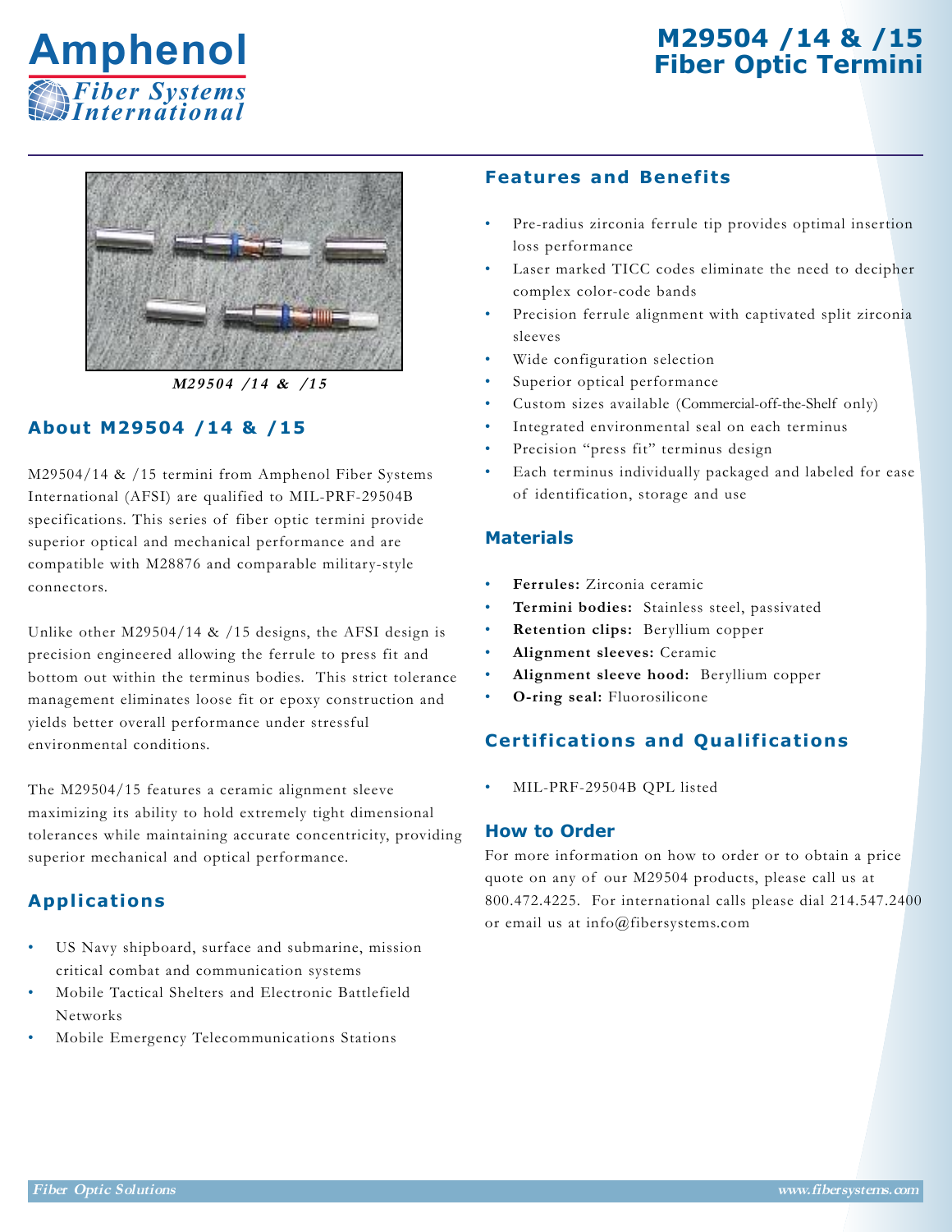# M29504 /14 & /15 Fiber Optic Termini

Amphenol Fiber Systems International

*M29504 /14 & /15*

## About M29504 /14 & /15

M29504/14 & /15 termini from Amphenol Fiber Systems International (AFSI) are qualified to MIL-PRF-29504B specifications. This series of fiber optic termini provide superior optical and mechanical performance and are compatible with M28876 and comparable military-style connectors.

Unlike other M29504/14 & /15 designs, the AFSI design is precision engineered allowing the ferrule to press fit and bottom out within the terminus bodies. This strict tolerance management eliminates loose fit or epoxy construction and yields better overall performance under stressful environmental conditions.

The M29504/15 features a ceramic alignment sleeve maximizing its ability to hold extremely tight dimensional tolerances while maintaining accurate concentricity, providing superior mechanical and optical performance.

## Applications

- US Navy shipboard, surface and submarine, mission critical combat and communication systems
- Mobile Tactical Shelters and Electronic Battlefield Networks
- Mobile Emergency Telecommunications Stations

## Features and Benefits

- Pre-radius zirconia ferrule tip provides optimal insertion loss performance
- Laser marked TICC codes eliminate the need to decipher complex color-code bands
- Precision ferrule alignment with captivated split zirconia sleeves
- Wide configuration selection
- Superior optical performance
- Custom sizes available (Commercial-off-the-Shelf only)
- Integrated environmental seal on each terminus
- Precision "press fit" terminus design
- Each terminus individually packaged and labeled for ease of identification, storage and use

## Materials

- **Ferrules:** Zirconia ceramic
- **Termini bodies:** Stainless steel, passivated
- **Retention clips:** Beryllium copper
- **Alignment sleeves:** Ceramic
- **Alignment sleeve hood:** Beryllium copper
- **O-ring seal:** Fluorosilicone

## Certifications and Qualifications

- MIL-PRF-29504B QPL listed

## How to Order

For more information on how to order or to obtain a price quote on any of our M29504 products, please call us at 800.472.4225. For international calls please dial 214.547.2400 or email us at info@fibersystems.com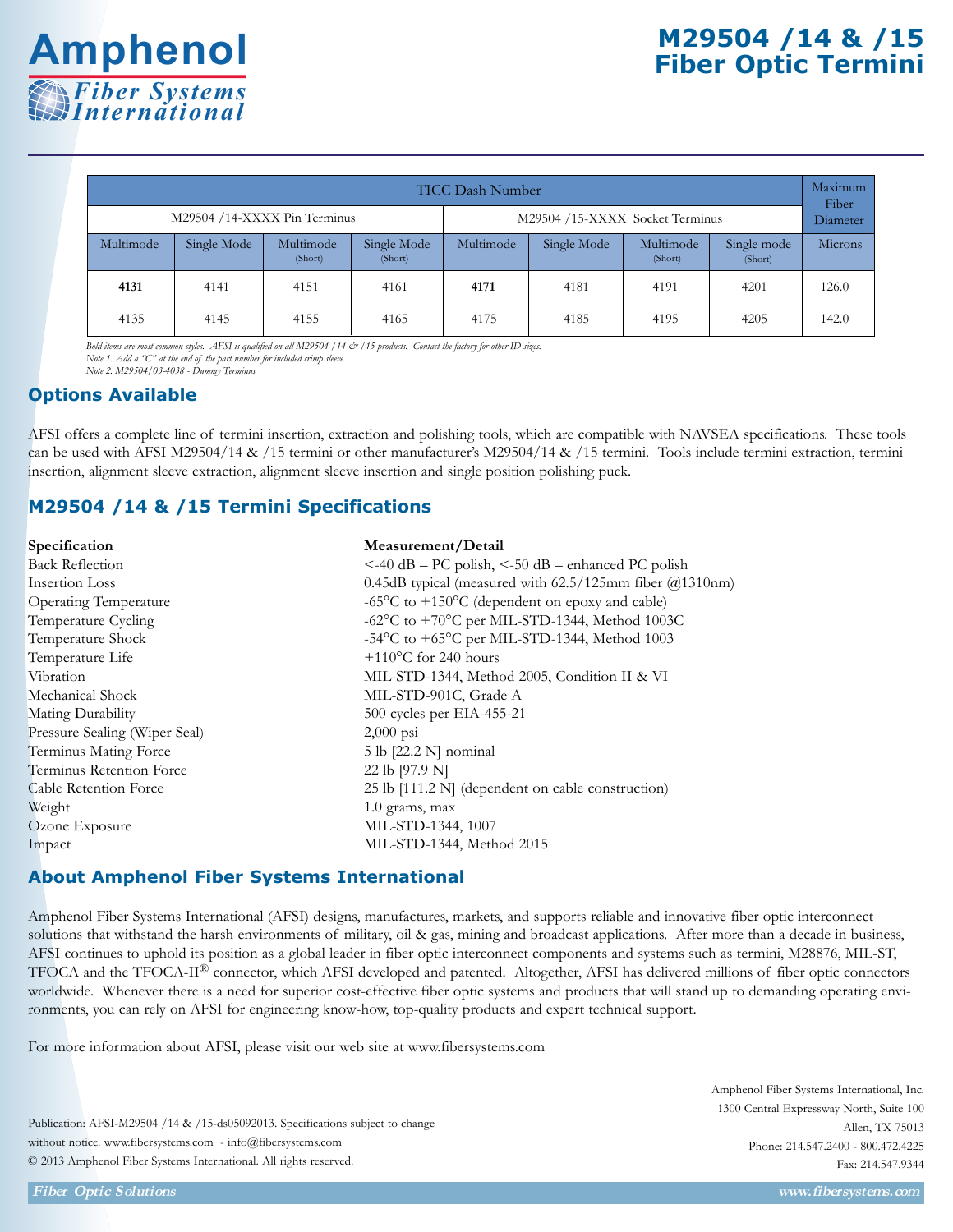# M29504 /14 & /15 Fiber Optic Termini

| TICC Dash Number | | | | | | | | Maximum Fiber Diameter |
|---|---|---|---|---|---|---|---|---|
| M29504 /14-XXXX Pin Terminus | | | | M29504 /15-XXXX Socket Terminus | | | | |
| Multimode | Single Mode | Multimode (Short) | Single Mode (Short) | Multimode | Single Mode | Multimode (Short) | Single mode (Short) | Microns |
| **4131** | 4141 | 4151 | 4161 | **4171** | 4181 | 4191 | 4201 | 126.0 |
| 4135 | 4145 | 4155 | 4165 | 4175 | 4185 | 4195 | 4205 | 142.0 |

*Bold items are most common styles. AFSI is qualified on all M29504 /14 & /15 products. Contact the factory for other ID sizes.*
*Note 1. Add a "C" at the end of the part number for included crimp sleeve.*
*Note 2. M29504/03-4038 - Dummy Terminus*

## Options Available

AFSI offers a complete line of termini insertion, extraction and polishing tools, which are compatible with NAVSEA specifications. These tools can be used with AFSI M29504/14 & /15 termini or other manufacturer's M29504/14 & /15 termini. Tools include termini extraction, termini insertion, alignment sleeve extraction, alignment sleeve insertion and single position polishing puck.

## M29504 /14 & /15 Termini Specifications

| **Specification** | **Measurement/Detail** |
|---|---|
| Back Reflection | <-40 dB – PC polish, <-50 dB – enhanced PC polish |
| Insertion Loss | 0.45dB typical (measured with 62.5/125mm fiber @1310nm) |
| Operating Temperature | -65°C to +150°C (dependent on epoxy and cable) |
| Temperature Cycling | -62°C to +70°C per MIL-STD-1344, Method 1003C |
| Temperature Shock | -54°C to +65°C per MIL-STD-1344, Method 1003 |
| Temperature Life | +110°C for 240 hours |
| Vibration | MIL-STD-1344, Method 2005, Condition II & VI |
| Mechanical Shock | MIL-STD-901C, Grade A |
| Mating Durability | 500 cycles per EIA-455-21 |
| Pressure Sealing (Wiper Seal) | 2,000 psi |
| Terminus Mating Force | 5 lb [22.2 N] nominal |
| Terminus Retention Force | 22 lb [97.9 N] |
| Cable Retention Force | 25 lb [111.2 N] (dependent on cable construction) |
| Weight | 1.0 grams, max |
| Ozone Exposure | MIL-STD-1344, 1007 |
| Impact | MIL-STD-1344, Method 2015 |

## About Amphenol Fiber Systems International

Amphenol Fiber Systems International (AFSI) designs, manufactures, markets, and supports reliable and innovative fiber optic interconnect solutions that withstand the harsh environments of military, oil & gas, mining and broadcast applications. After more than a decade in business, AFSI continues to uphold its position as a global leader in fiber optic interconnect components and systems such as termini, M28876, MIL-ST, TFOCA and the TFOCA-II® connector, which AFSI developed and patented. Altogether, AFSI has delivered millions of fiber optic connectors worldwide. Whenever there is a need for superior cost-effective fiber optic systems and products that will stand up to demanding operating environments, you can rely on AFSI for engineering know-how, top-quality products and expert technical support.

For more information about AFSI, please visit our web site at www.fibersystems.com

Publication: AFSI-M29504 /14 & /15-ds05092013. Specifications subject to change without notice. www.fibersystems.com - info@fibersystems.com
© 2013 Amphenol Fiber Systems International. All rights reserved.

Amphenol Fiber Systems International, Inc.
1300 Central Expressway North, Suite 100
Allen, TX 75013
Phone: 214.547.2400 - 800.472.4225
Fax: 214.547.9344